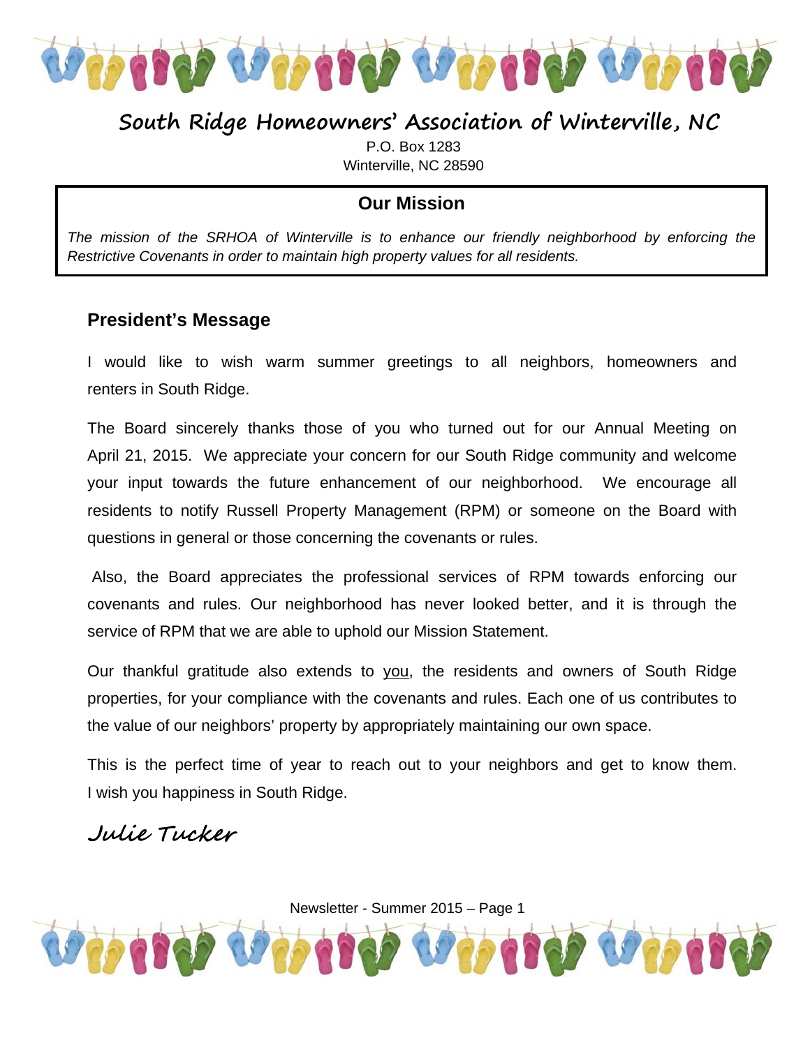# South Ridge Homeowners' Association of Winterville, NC

P.O. Box 1283
Winterville, NC 28590

## Our Mission

*The mission of the SRHOA of Winterville is to enhance our friendly neighborhood by enforcing the Restrictive Covenants in order to maintain high property values for all residents.*

## President's Message

I would like to wish warm summer greetings to all neighbors, homeowners and renters in South Ridge.

The Board sincerely thanks those of you who turned out for our Annual Meeting on April 21, 2015. We appreciate your concern for our South Ridge community and welcome your input towards the future enhancement of our neighborhood. We encourage all residents to notify Russell Property Management (RPM) or someone on the Board with questions in general or those concerning the covenants or rules.

Also, the Board appreciates the professional services of RPM towards enforcing our covenants and rules. Our neighborhood has never looked better, and it is through the service of RPM that we are able to uphold our Mission Statement.

Our thankful gratitude also extends to you, the residents and owners of South Ridge properties, for your compliance with the covenants and rules. Each one of us contributes to the value of our neighbors' property by appropriately maintaining our own space.

This is the perfect time of year to reach out to your neighbors and get to know them. I wish you happiness in South Ridge.

Julie Tucker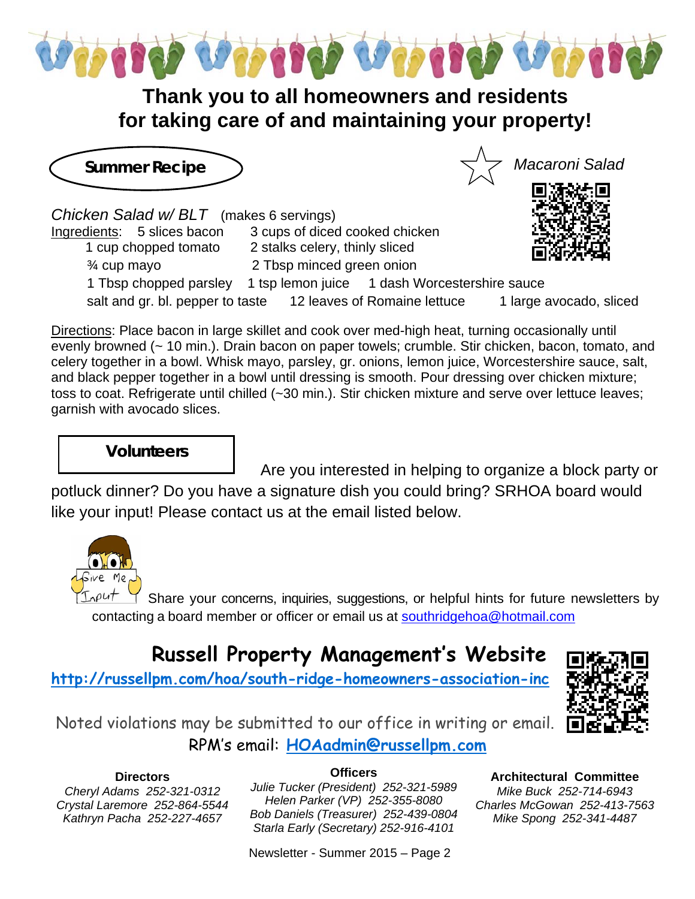# Thank you to all homeowners and residents for taking care of and maintaining your property!

## Summer Recipe

*Macaroni Salad*

*Chicken Salad w/ BLT* (makes 6 servings)

Ingredients: 5 slices bacon; 3 cups of diced cooked chicken; 1 cup chopped tomato; 2 stalks celery, thinly sliced; ¾ cup mayo; 2 Tbsp minced green onion; 1 Tbsp chopped parsley; 1 tsp lemon juice; 1 dash Worcestershire sauce; salt and gr. bl. pepper to taste; 12 leaves of Romaine lettuce; 1 large avocado, sliced

Directions: Place bacon in large skillet and cook over med-high heat, turning occasionally until evenly browned (~ 10 min.). Drain bacon on paper towels; crumble. Stir chicken, bacon, tomato, and celery together in a bowl. Whisk mayo, parsley, gr. onions, lemon juice, Worcestershire sauce, salt, and black pepper together in a bowl until dressing is smooth. Pour dressing over chicken mixture; toss to coat. Refrigerate until chilled (~30 min.). Stir chicken mixture and serve over lettuce leaves; garnish with avocado slices.

## Volunteers

Are you interested in helping to organize a block party or potluck dinner? Do you have a signature dish you could bring? SRHOA board would like your input! Please contact us at the email listed below.

Share your concerns, inquiries, suggestions, or helpful hints for future newsletters by contacting a board member or officer or email us at southridgehoa@hotmail.com

## Russell Property Management's Website

http://russellpm.com/hoa/south-ridge-homeowners-association-inc

Noted violations may be submitted to our office in writing or email.

RPM's email: **HOAadmin@russellpm.com**

**Directors**
*Cheryl Adams 252-321-0312*
*Crystal Laremore 252-864-5544*
*Kathryn Pacha 252-227-4657*

**Officers**
*Julie Tucker (President) 252-321-5989*
*Helen Parker (VP) 252-355-8080*
*Bob Daniels (Treasurer) 252-439-0804*
*Starla Early (Secretary) 252-916-4101*

**Architectural Committee**
*Mike Buck 252-714-6943*
*Charles McGowan 252-413-7563*
*Mike Spong 252-341-4487*

Newsletter - Summer 2015